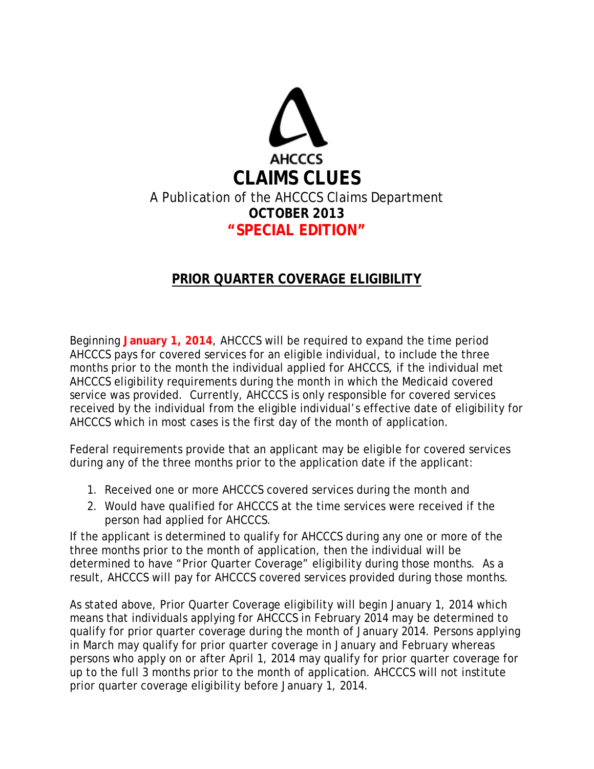AHCCCS

# CLAIMS CLUES

A Publication of the AHCCCS Claims Department

**OCTOBER 2013**

**"SPECIAL EDITION"**

## PRIOR QUARTER COVERAGE ELIGIBILITY

Beginning **January 1, 2014**, AHCCCS will be required to expand the time period AHCCCS pays for covered services for an eligible individual, to include the three months prior to the month the individual applied for AHCCCS, if the individual met AHCCCS eligibility requirements during the month in which the Medicaid covered service was provided. Currently, AHCCCS is only responsible for covered services received by the individual from the eligible individual's effective date of eligibility for AHCCCS which in most cases is the first day of the month of application.

Federal requirements provide that an applicant may be eligible for covered services during any of the three months prior to the application date if the applicant:

1. Received one or more AHCCCS covered services during the month and
2. Would have qualified for AHCCCS at the time services were received if the person had applied for AHCCCS.

If the applicant is determined to qualify for AHCCCS during any one or more of the three months prior to the month of application, then the individual will be determined to have "Prior Quarter Coverage" eligibility during those months. As a result, AHCCCS will pay for AHCCCS covered services provided during those months.

As stated above, Prior Quarter Coverage eligibility will begin January 1, 2014 which means that individuals applying for AHCCCS in February 2014 may be determined to qualify for prior quarter coverage during the month of January 2014. Persons applying in March may qualify for prior quarter coverage in January and February whereas persons who apply on or after April 1, 2014 may qualify for prior quarter coverage for up to the full 3 months prior to the month of application. AHCCCS will not institute prior quarter coverage eligibility before January 1, 2014.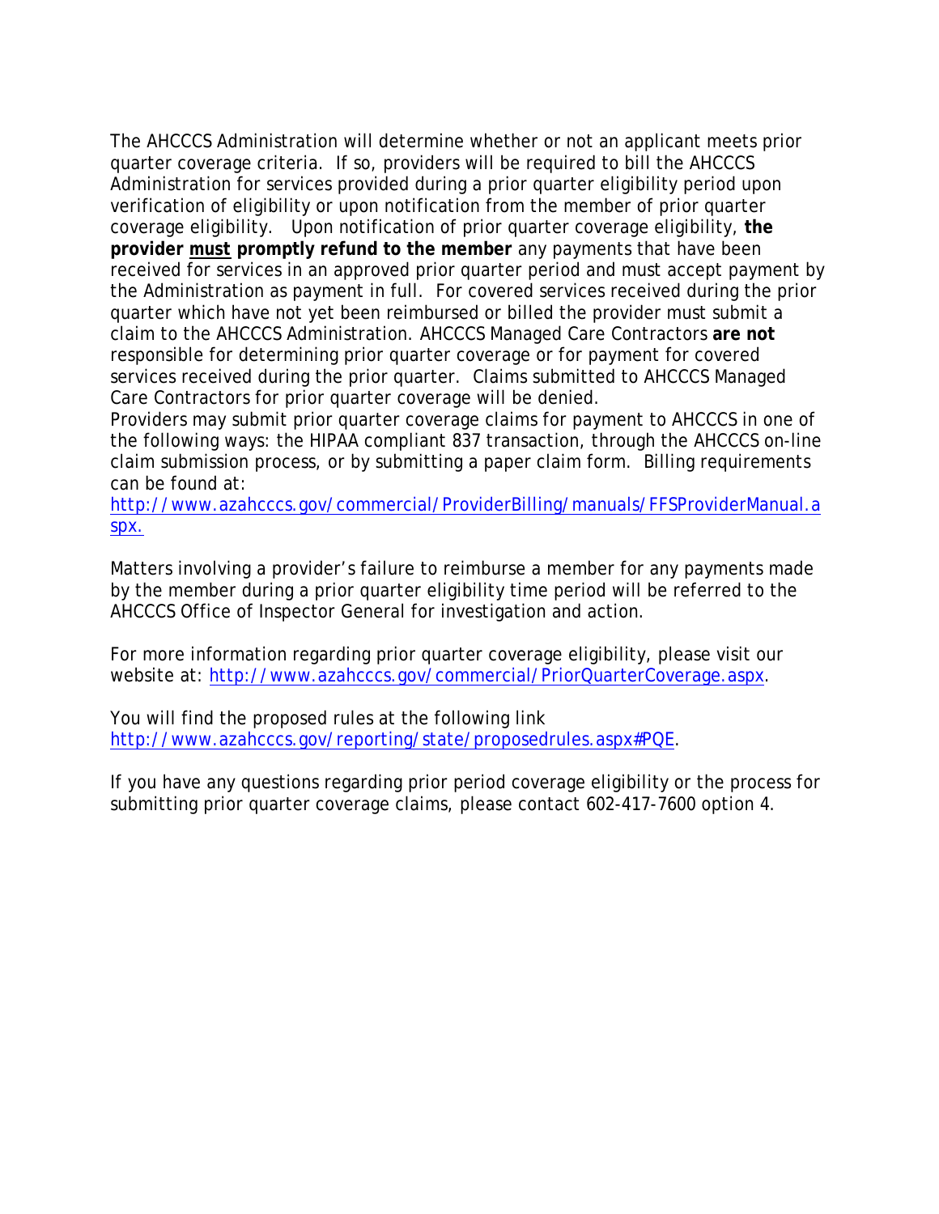The AHCCCS Administration will determine whether or not an applicant meets prior quarter coverage criteria. If so, providers will be required to bill the AHCCCS Administration for services provided during a prior quarter eligibility period upon verification of eligibility or upon notification from the member of prior quarter coverage eligibility. Upon notification of prior quarter coverage eligibility, **the provider <u>must</u> promptly refund to the member** any payments that have been received for services in an approved prior quarter period and must accept payment by the Administration as payment in full. For covered services received during the prior quarter which have not yet been reimbursed or billed the provider must submit a claim to the AHCCCS Administration. AHCCCS Managed Care Contractors **are not** responsible for determining prior quarter coverage or for payment for covered services received during the prior quarter. Claims submitted to AHCCCS Managed Care Contractors for prior quarter coverage will be denied.
Providers may submit prior quarter coverage claims for payment to AHCCCS in one of the following ways: the HIPAA compliant 837 transaction, through the AHCCCS on-line claim submission process, or by submitting a paper claim form. Billing requirements can be found at:
http://www.azahcccs.gov/commercial/ProviderBilling/manuals/FFSProviderManual.aspx.

Matters involving a provider's failure to reimburse a member for any payments made by the member during a prior quarter eligibility time period will be referred to the AHCCCS Office of Inspector General for investigation and action.

For more information regarding prior quarter coverage eligibility, please visit our website at: http://www.azahcccs.gov/commercial/PriorQuarterCoverage.aspx.

You will find the proposed rules at the following link http://www.azahcccs.gov/reporting/state/proposedrules.aspx#PQE.

If you have any questions regarding prior period coverage eligibility or the process for submitting prior quarter coverage claims, please contact 602-417-7600 option 4.